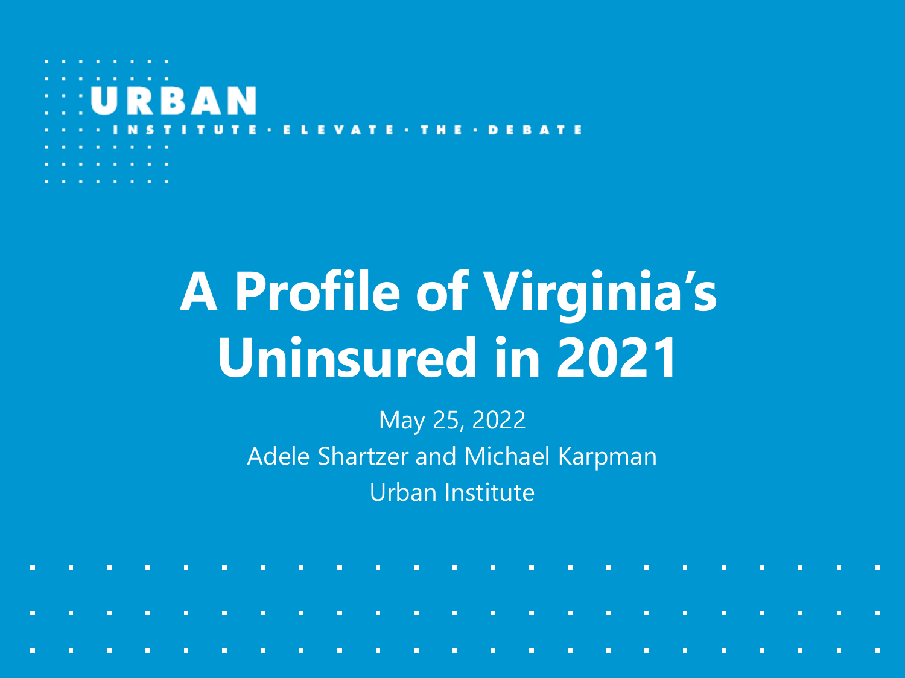URBAN INSTITUTE · ELEVATE · THE · DEBATE

# A Profile of Virginia's Uninsured in 2021

May 25, 2022

Adele Shartzer and Michael Karpman

Urban Institute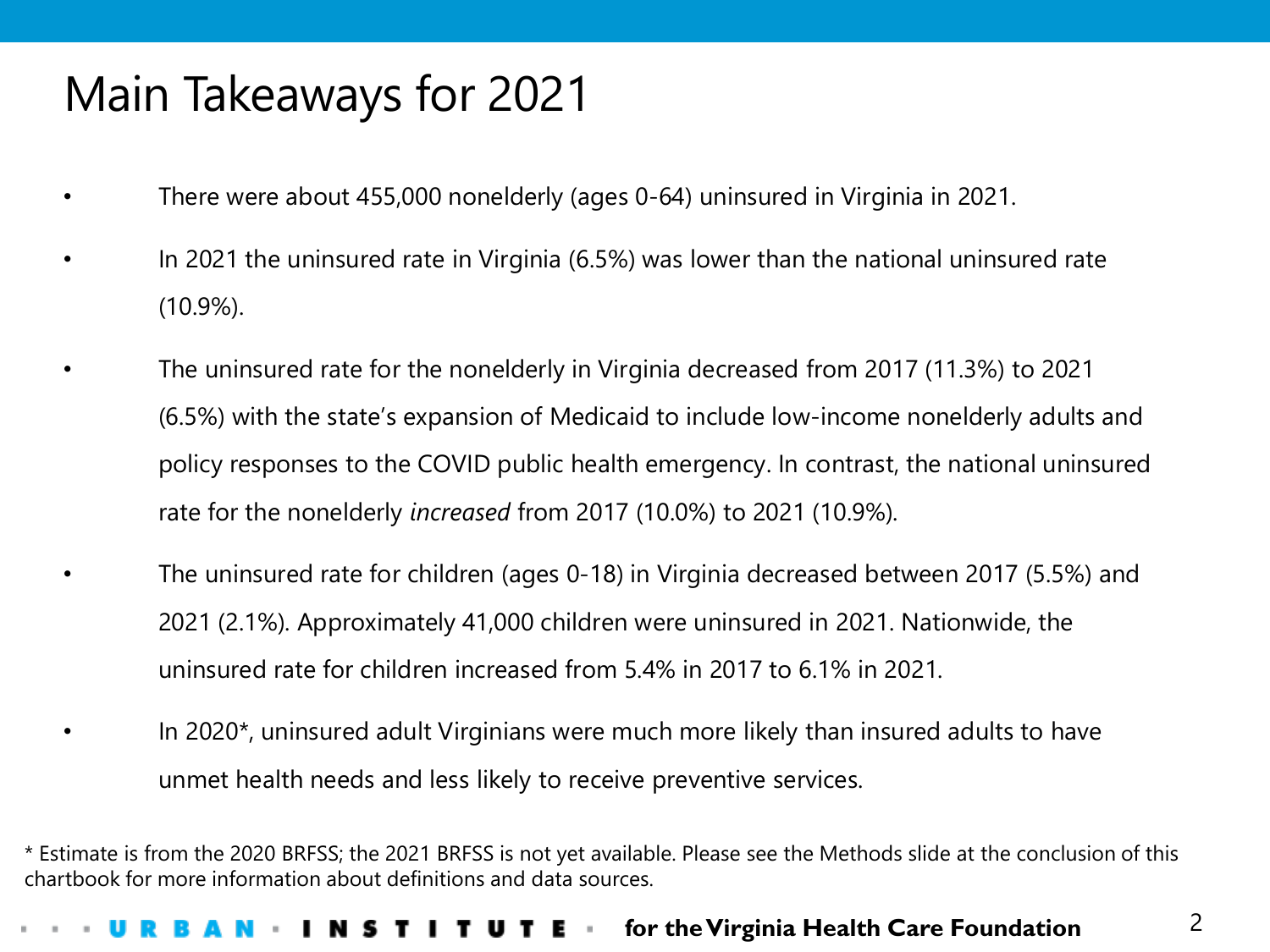# Main Takeaways for 2021

- There were about 455,000 nonelderly (ages 0-64) uninsured in Virginia in 2021.
- In 2021 the uninsured rate in Virginia (6.5%) was lower than the national uninsured rate (10.9%).
- The uninsured rate for the nonelderly in Virginia decreased from 2017 (11.3%) to 2021 (6.5%) with the state's expansion of Medicaid to include low-income nonelderly adults and policy responses to the COVID public health emergency. In contrast, the national uninsured rate for the nonelderly *increased* from 2017 (10.0%) to 2021 (10.9%).
- The uninsured rate for children (ages 0-18) in Virginia decreased between 2017 (5.5%) and 2021 (2.1%). Approximately 41,000 children were uninsured in 2021. Nationwide, the uninsured rate for children increased from 5.4% in 2017 to 6.1% in 2021.
- In 2020*, uninsured adult Virginians were much more likely than insured adults to have unmet health needs and less likely to receive preventive services.

* Estimate is from the 2020 BRFSS; the 2021 BRFSS is not yet available. Please see the Methods slide at the conclusion of this chartbook for more information about definitions and data sources.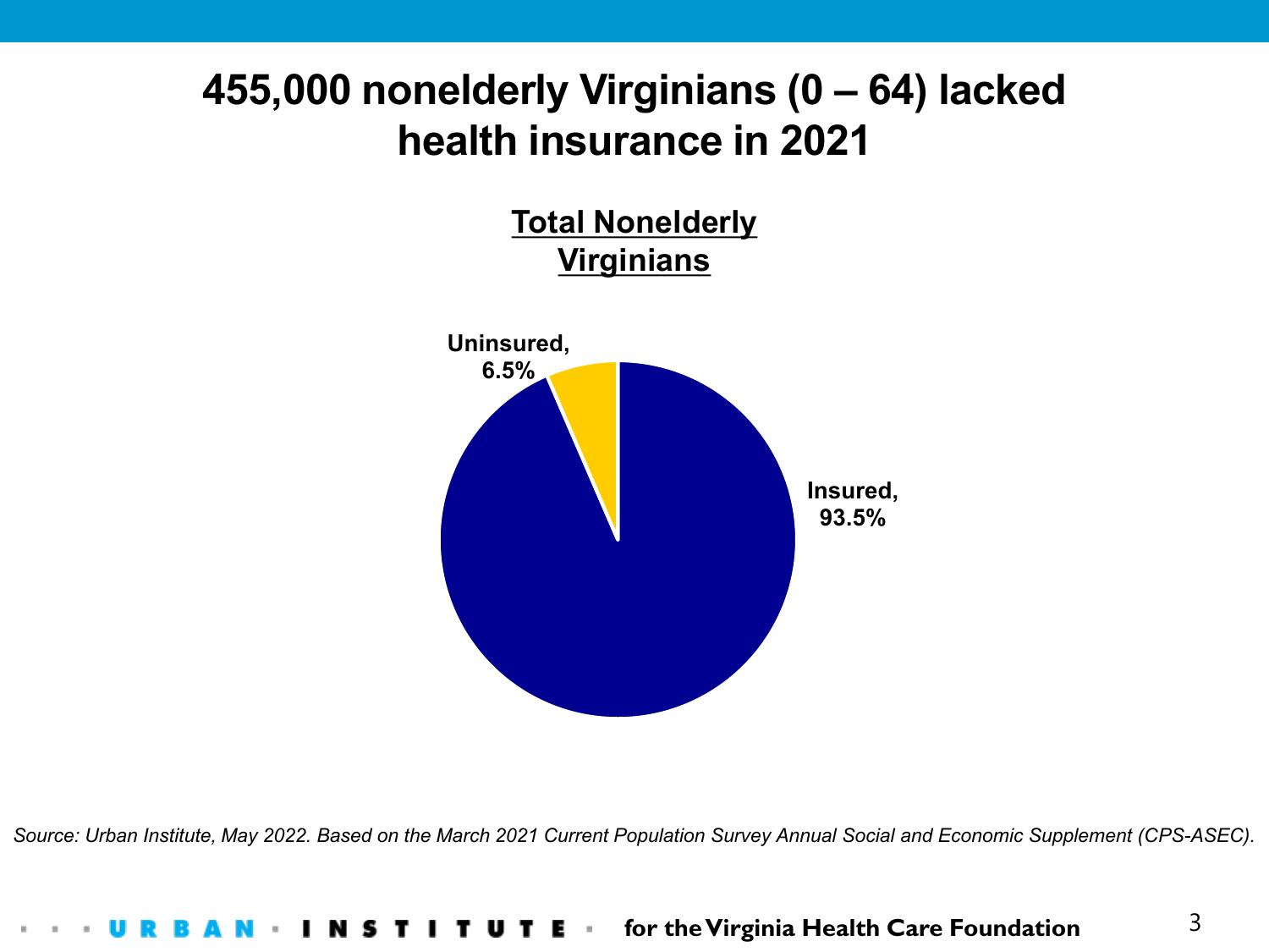# 455,000 nonelderly Virginians (0 – 64) lacked health insurance in 2021

**Total Nonelderly Virginians**

Uninsured, 6.5%

Insured, 93.5%

*Source: Urban Institute, May 2022. Based on the March 2021 Current Population Survey Annual Social and Economic Supplement (CPS-ASEC).*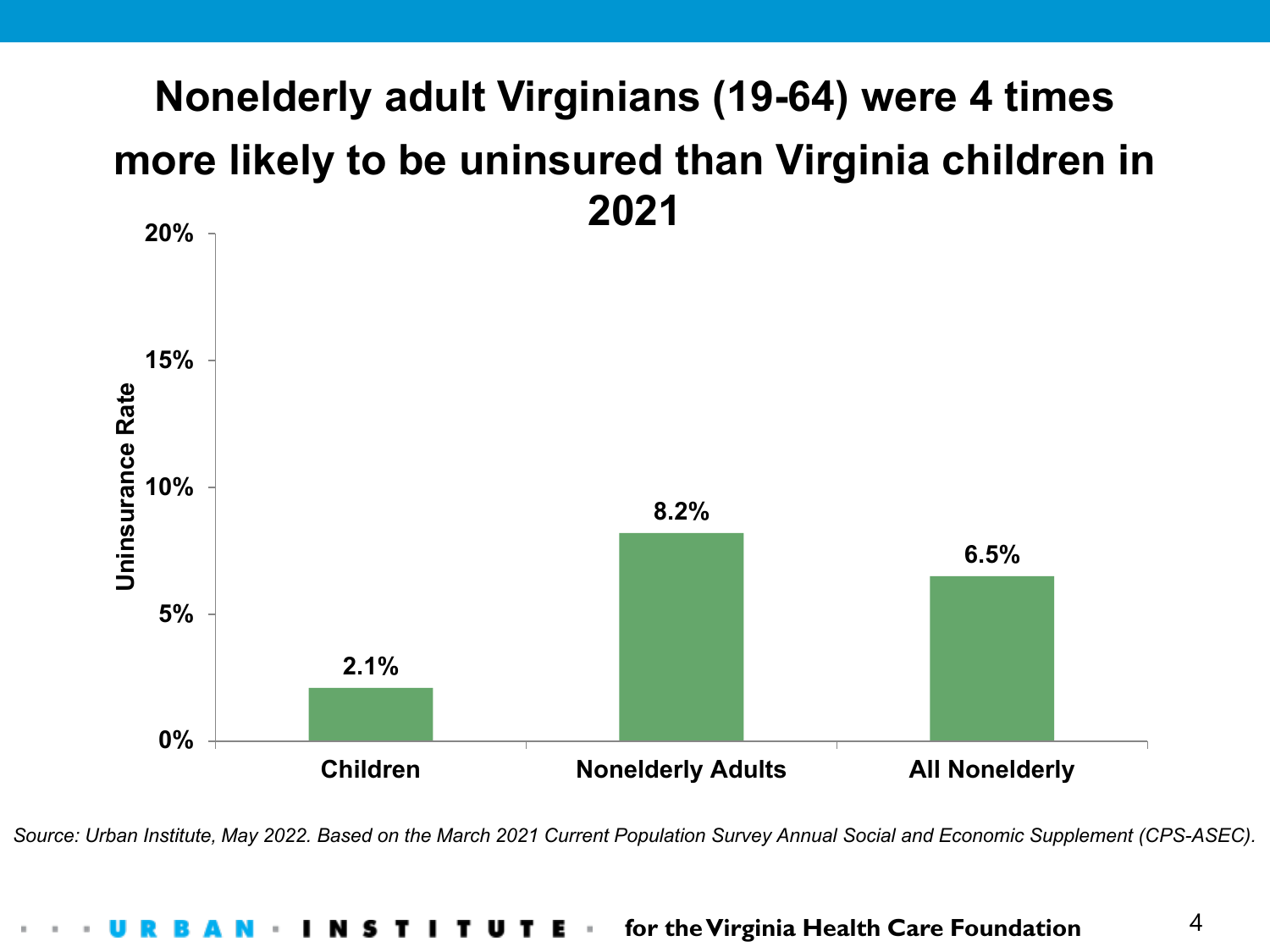# Nonelderly adult Virginians (19-64) were 4 times more likely to be uninsured than Virginia children in 2021

| | Uninsurance Rate |
|---|---|
| Children | 2.1% |
| Nonelderly Adults | 8.2% |
| All Nonelderly | 6.5% |

*Source: Urban Institute, May 2022. Based on the March 2021 Current Population Survey Annual Social and Economic Supplement (CPS-ASEC).*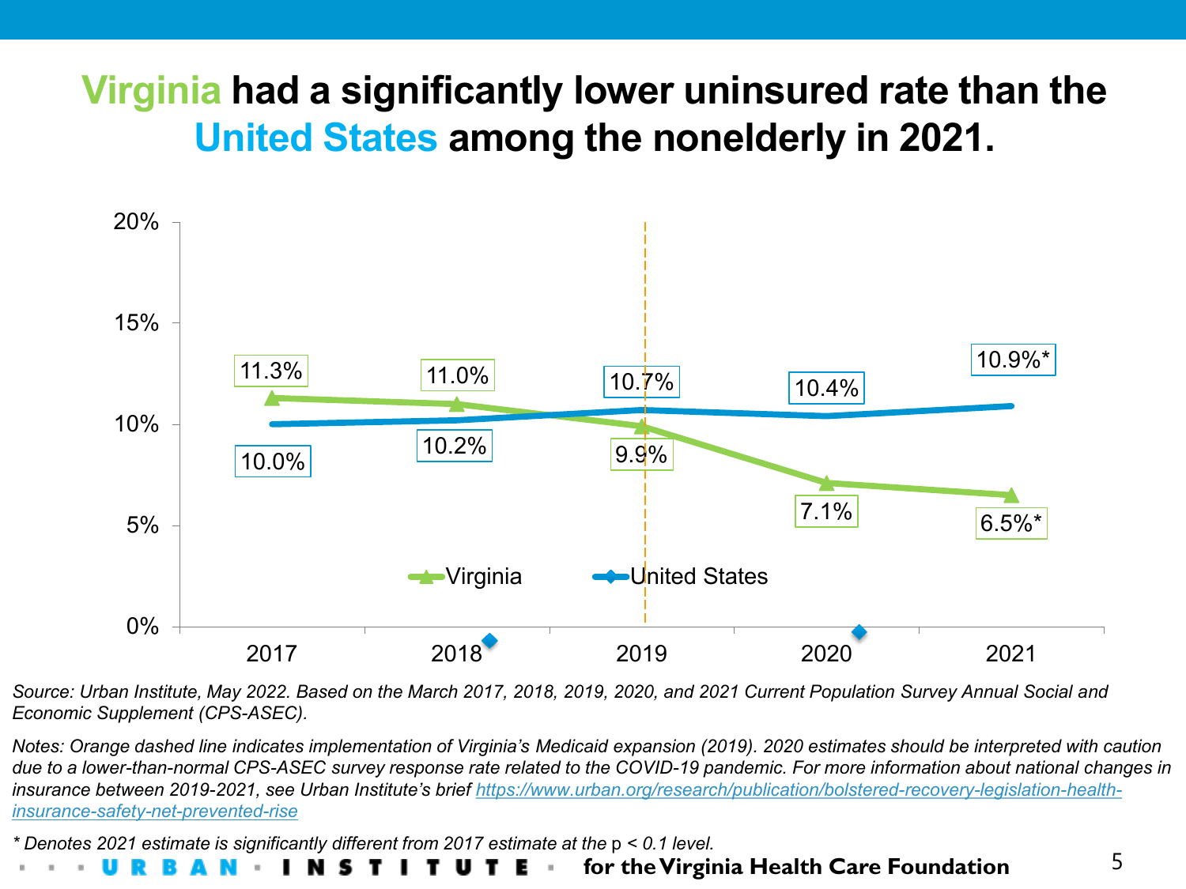# Virginia had a significantly lower uninsured rate than the United States among the nonelderly in 2021.

| | 2017 | 2018 | 2019 | 2020 | 2021 |
|---|---|---|---|---|---|
| Virginia | 11.3% | 11.0% | 9.9% | 7.1% | 6.5%* |
| United States | 10.0% | 10.2% | 10.7% | 10.4% | 10.9%* |

*Source: Urban Institute, May 2022. Based on the March 2017, 2018, 2019, 2020, and 2021 Current Population Survey Annual Social and Economic Supplement (CPS-ASEC).*

*Notes: Orange dashed line indicates implementation of Virginia's Medicaid expansion (2019). 2020 estimates should be interpreted with caution due to a lower-than-normal CPS-ASEC survey response rate related to the COVID-19 pandemic. For more information about national changes in insurance between 2019-2021, see Urban Institute's brief [https://www.urban.org/research/publication/bolstered-recovery-legislation-health-insurance-safety-net-prevented-rise](https://www.urban.org/research/publication/bolstered-recovery-legislation-health-insurance-safety-net-prevented-rise)*

*\* Denotes 2021 estimate is significantly different from 2017 estimate at the p < 0.1 level.*

URBAN INSTITUTE for the Virginia Health Care Foundation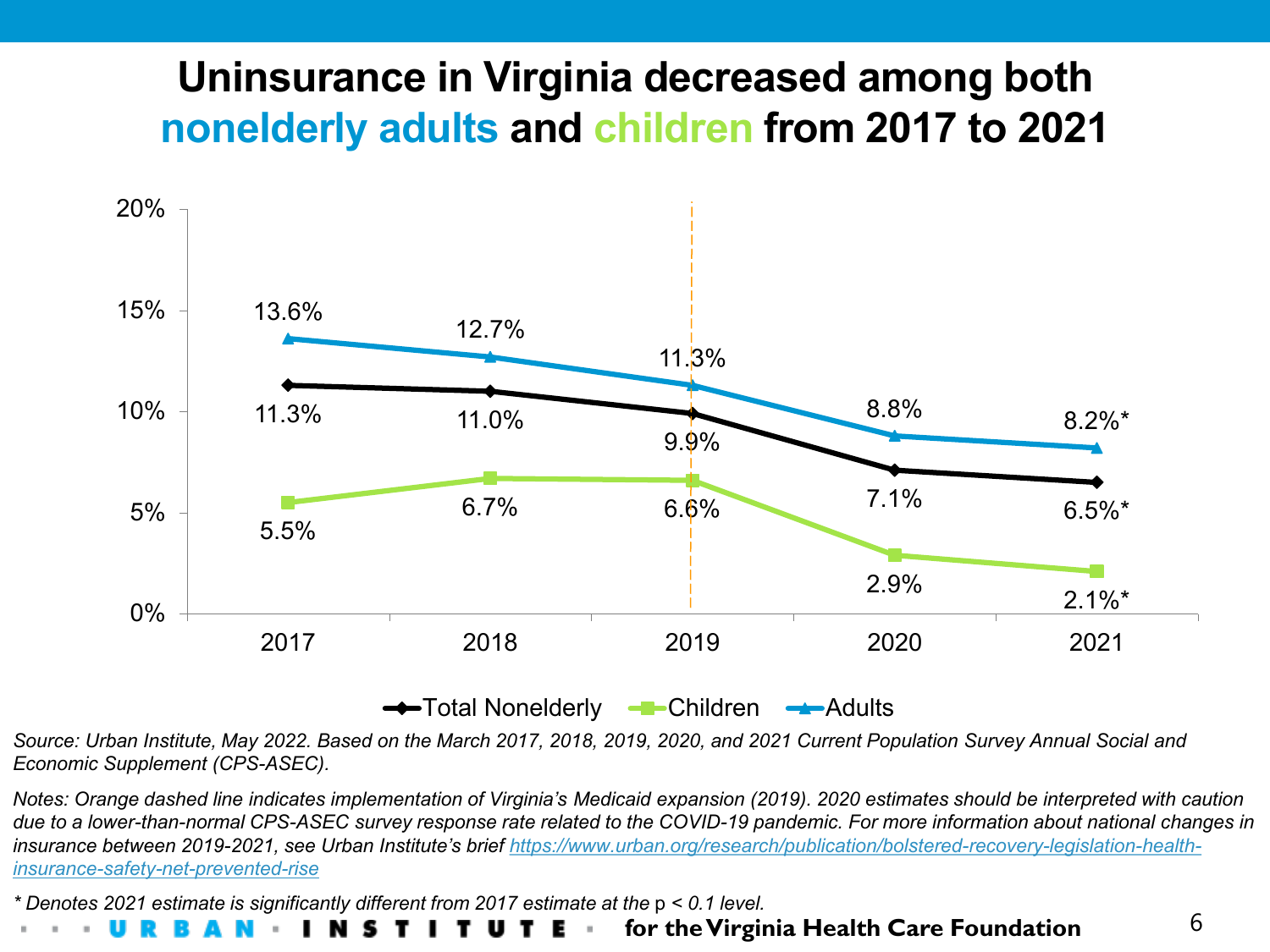# Uninsurance in Virginia decreased among both nonelderly adults and children from 2017 to 2021

| Year | Total Nonelderly | Children | Adults |
|---|---|---|---|
| 2017 | 11.3% | 5.5% | 13.6% |
| 2018 | 11.0% | 6.7% | 12.7% |
| 2019 | 9.9% | 6.6% | 11.3% |
| 2020 | 7.1% | 2.9% | 8.8% |
| 2021 | 6.5%* | 2.1%* | 8.2%* |

*Source: Urban Institute, May 2022. Based on the March 2017, 2018, 2019, 2020, and 2021 Current Population Survey Annual Social and Economic Supplement (CPS-ASEC).*

*Notes: Orange dashed line indicates implementation of Virginia's Medicaid expansion (2019). 2020 estimates should be interpreted with caution due to a lower-than-normal CPS-ASEC survey response rate related to the COVID-19 pandemic. For more information about national changes in insurance between 2019-2021, see Urban Institute's brief* [https://www.urban.org/research/publication/bolstered-recovery-legislation-health-insurance-safety-net-prevented-rise](https://www.urban.org/research/publication/bolstered-recovery-legislation-health-insurance-safety-net-prevented-rise)

*\* Denotes 2021 estimate is significantly different from 2017 estimate at the $p < 0.1$ level.*

URBAN INSTITUTE for the Virginia Health Care Foundation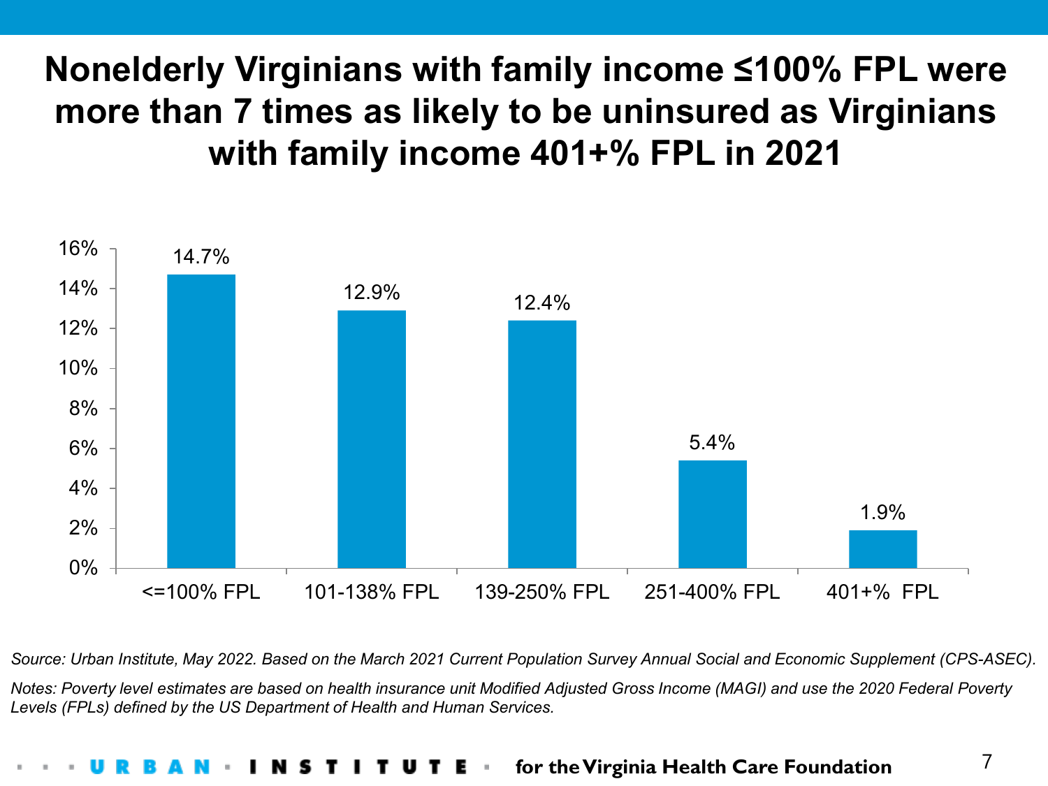# Nonelderly Virginians with family income ≤100% FPL were more than 7 times as likely to be uninsured as Virginians with family income 401+% FPL in 2021

| Family income | Uninsured rate |
|---|---|
| <=100% FPL | 14.7% |
| 101-138% FPL | 12.9% |
| 139-250% FPL | 12.4% |
| 251-400% FPL | 5.4% |
| 401+% FPL | 1.9% |

*Source: Urban Institute, May 2022. Based on the March 2021 Current Population Survey Annual Social and Economic Supplement (CPS-ASEC).*

*Notes: Poverty level estimates are based on health insurance unit Modified Adjusted Gross Income (MAGI) and use the 2020 Federal Poverty Levels (FPLs) defined by the US Department of Health and Human Services.*

URBAN INSTITUTE for the Virginia Health Care Foundation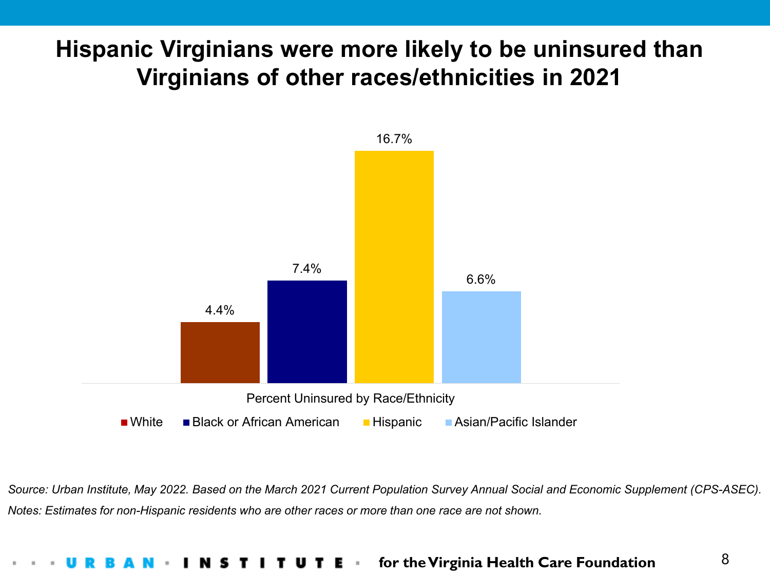# Hispanic Virginians were more likely to be uninsured than Virginians of other races/ethnicities in 2021

| Percent Uninsured by Race/Ethnicity | |
|---|---|
| White | 4.4% |
| Black or African American | 7.4% |
| Hispanic | 16.7% |
| Asian/Pacific Islander | 6.6% |

*Source: Urban Institute, May 2022. Based on the March 2021 Current Population Survey Annual Social and Economic Supplement (CPS-ASEC).*

*Notes: Estimates for non-Hispanic residents who are other races or more than one race are not shown.*

URBAN INSTITUTE for the Virginia Health Care Foundation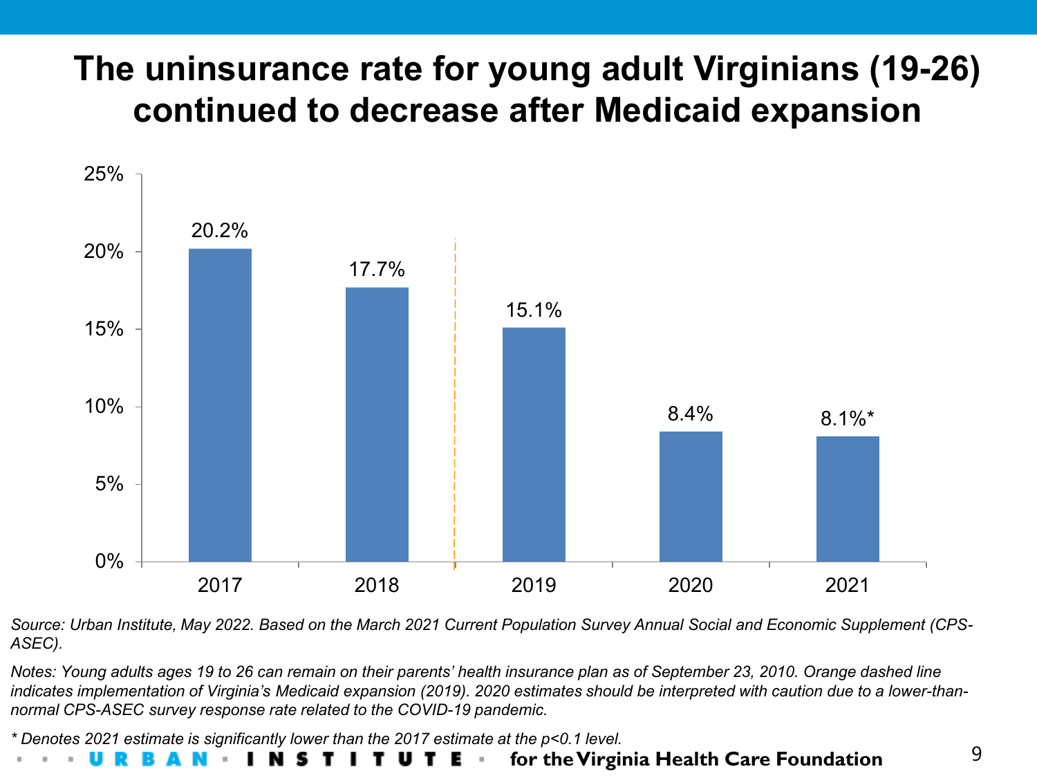# The uninsurance rate for young adult Virginians (19-26) continued to decrease after Medicaid expansion

| Year | Uninsurance rate |
|---|---|
| 2017 | 20.2% |
| 2018 | 17.7% |
| 2019 | 15.1% |
| 2020 | 8.4% |
| 2021 | 8.1%* |

*Source: Urban Institute, May 2022. Based on the March 2021 Current Population Survey Annual Social and Economic Supplement (CPS-ASEC).*

*Notes: Young adults ages 19 to 26 can remain on their parents' health insurance plan as of September 23, 2010. Orange dashed line indicates implementation of Virginia's Medicaid expansion (2019). 2020 estimates should be interpreted with caution due to a lower-than-normal CPS-ASEC survey response rate related to the COVID-19 pandemic.*

*\* Denotes 2021 estimate is significantly lower than the 2017 estimate at the p<0.1 level.*

URBAN INSTITUTE for the Virginia Health Care Foundation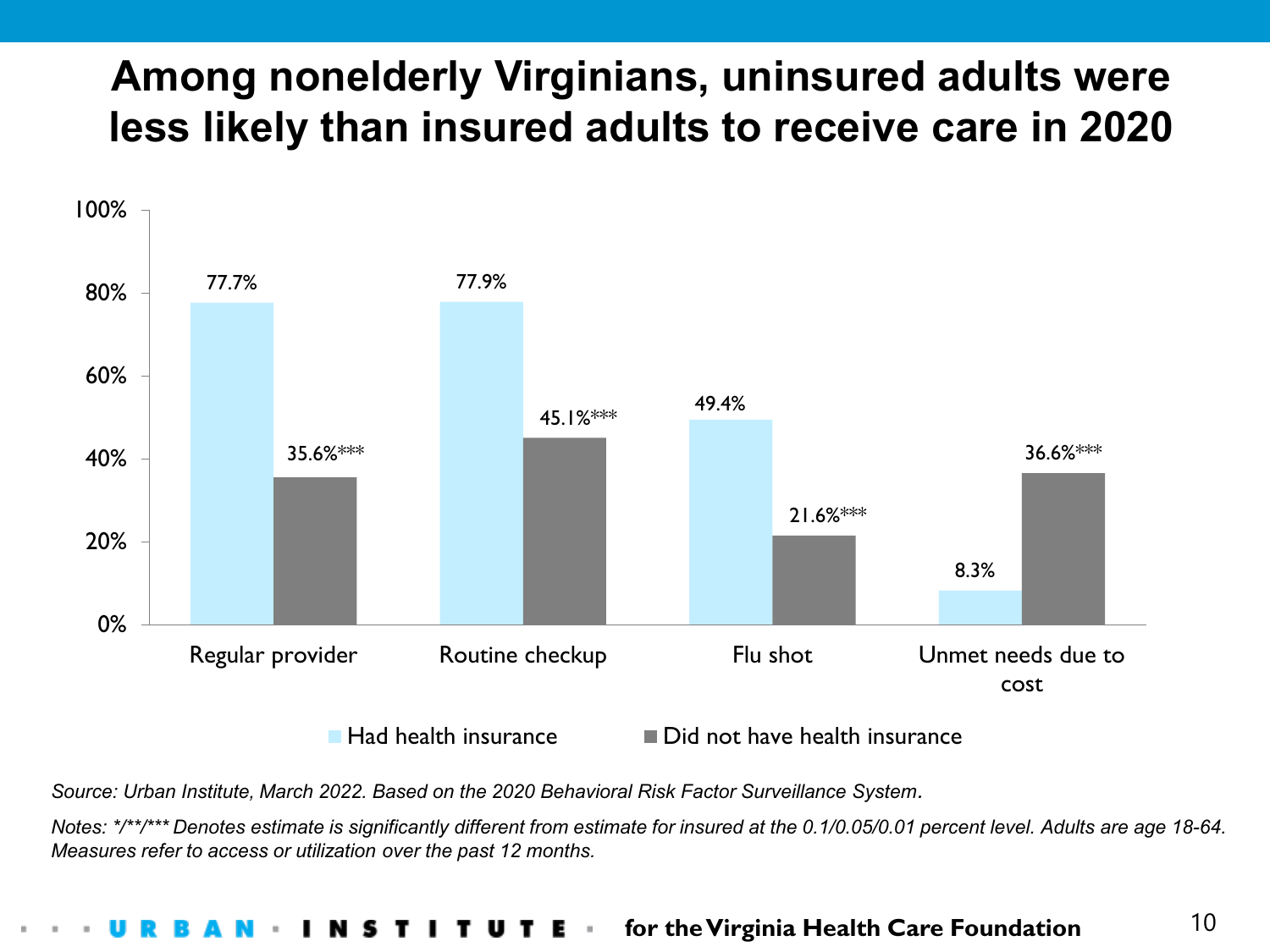# Among nonelderly Virginians, uninsured adults were less likely than insured adults to receive care in 2020

| | Had health insurance | Did not have health insurance |
|---|---|---|
| Regular provider | 77.7% | 35.6%*** |
| Routine checkup | 77.9% | 45.1%*** |
| Flu shot | 49.4% | 21.6%*** |
| Unmet needs due to cost | 8.3% | 36.6%*** |

*Source: Urban Institute, March 2022. Based on the 2020 Behavioral Risk Factor Surveillance System.*

*Notes: */**/*** Denotes estimate is significantly different from estimate for insured at the 0.1/0.05/0.01 percent level. Adults are age 18-64. Measures refer to access or utilization over the past 12 months.*

URBAN INSTITUTE for the Virginia Health Care Foundation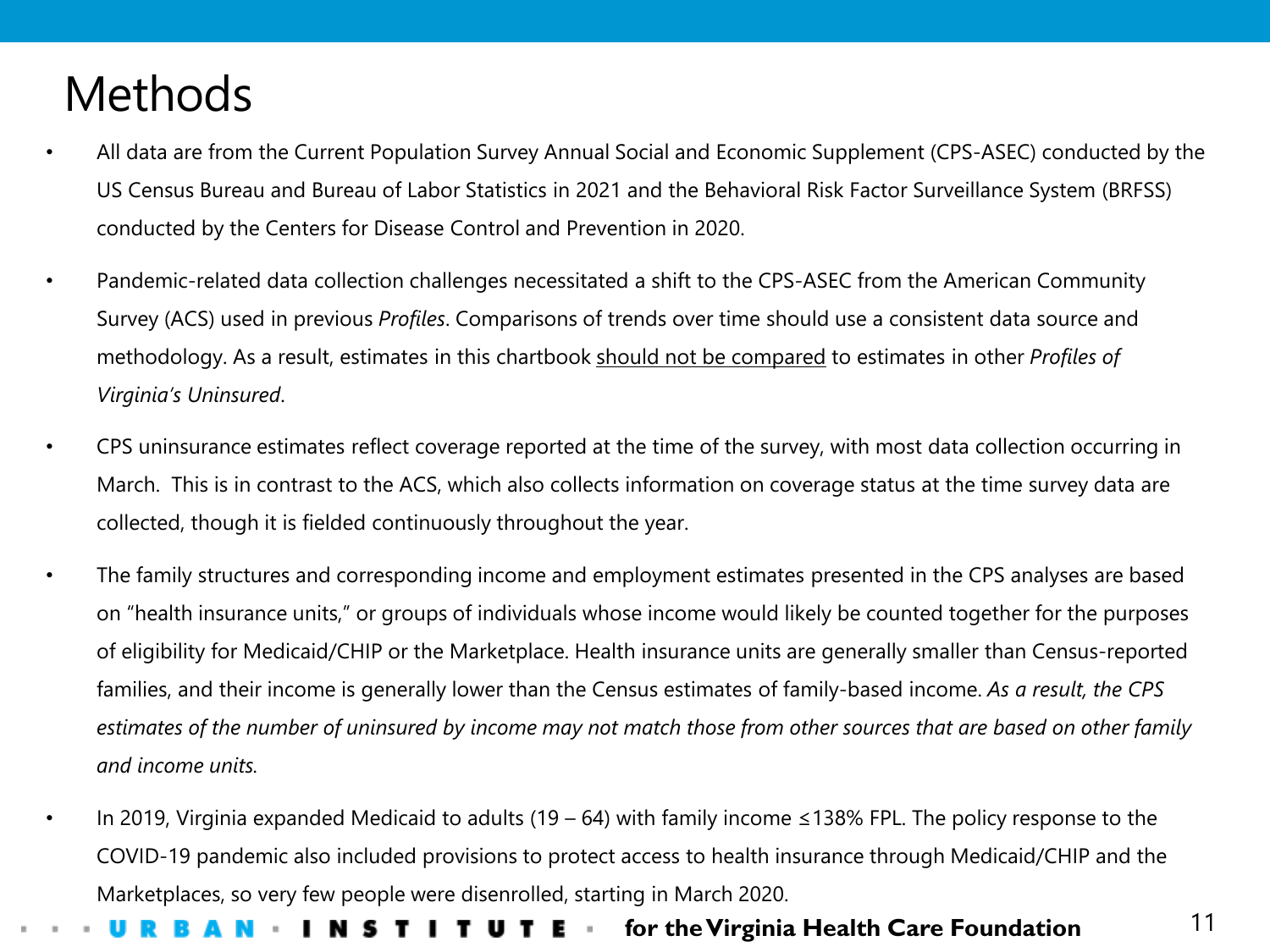# Methods

- All data are from the Current Population Survey Annual Social and Economic Supplement (CPS-ASEC) conducted by the US Census Bureau and Bureau of Labor Statistics in 2021 and the Behavioral Risk Factor Surveillance System (BRFSS) conducted by the Centers for Disease Control and Prevention in 2020.
- Pandemic-related data collection challenges necessitated a shift to the CPS-ASEC from the American Community Survey (ACS) used in previous *Profiles*. Comparisons of trends over time should use a consistent data source and methodology. As a result, estimates in this chartbook <u>should not be compared</u> to estimates in other *Profiles of Virginia's Uninsured*.
- CPS uninsurance estimates reflect coverage reported at the time of the survey, with most data collection occurring in March. This is in contrast to the ACS, which also collects information on coverage status at the time survey data are collected, though it is fielded continuously throughout the year.
- The family structures and corresponding income and employment estimates presented in the CPS analyses are based on "health insurance units," or groups of individuals whose income would likely be counted together for the purposes of eligibility for Medicaid/CHIP or the Marketplace. Health insurance units are generally smaller than Census-reported families, and their income is generally lower than the Census estimates of family-based income. *As a result, the CPS estimates of the number of uninsured by income may not match those from other sources that are based on other family and income units.*
- In 2019, Virginia expanded Medicaid to adults (19 – 64) with family income ≤138% FPL. The policy response to the COVID-19 pandemic also included provisions to protect access to health insurance through Medicaid/CHIP and the Marketplaces, so very few people were disenrolled, starting in March 2020.